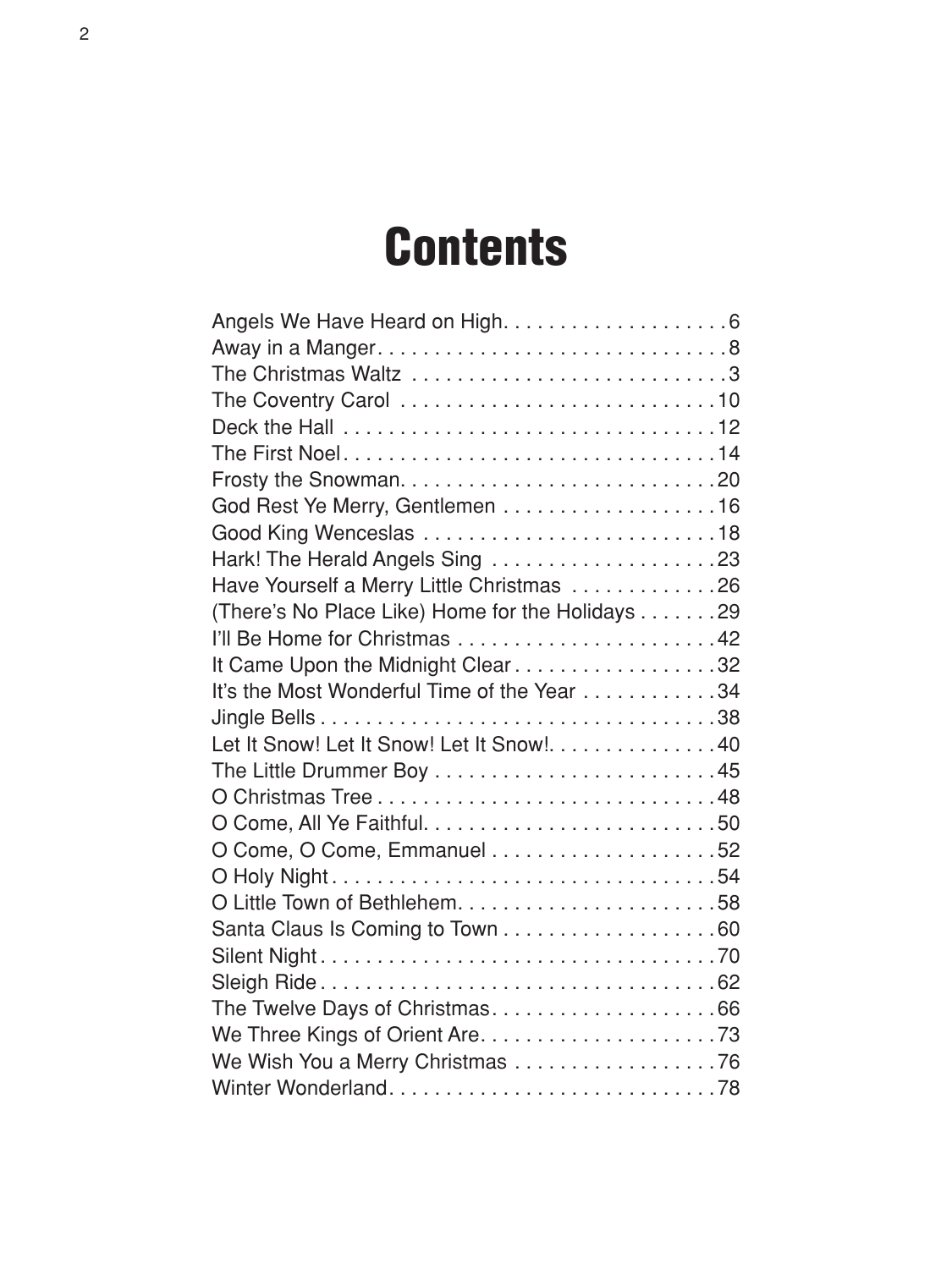# Contents

Angels We Have Heard on High . . . . . . . . . . . . . . . . . . . 6
Away in a Manger . . . . . . . . . . . . . . . . . . . . . . . . . . . . . . 8
The Christmas Waltz . . . . . . . . . . . . . . . . . . . . . . . . . . . 3
The Coventry Carol . . . . . . . . . . . . . . . . . . . . . . . . . . . 10
Deck the Hall . . . . . . . . . . . . . . . . . . . . . . . . . . . . . . . . 12
The First Noel . . . . . . . . . . . . . . . . . . . . . . . . . . . . . . . 14
Frosty the Snowman . . . . . . . . . . . . . . . . . . . . . . . . . . . 20
God Rest Ye Merry, Gentlemen . . . . . . . . . . . . . . . . . . . 16
Good King Wenceslas . . . . . . . . . . . . . . . . . . . . . . . . . . 18
Hark! The Herald Angels Sing . . . . . . . . . . . . . . . . . . . . 23
Have Yourself a Merry Little Christmas . . . . . . . . . . . . . 26
(There's No Place Like) Home for the Holidays . . . . . . . 29
I'll Be Home for Christmas . . . . . . . . . . . . . . . . . . . . . . . 42
It Came Upon the Midnight Clear . . . . . . . . . . . . . . . . . . 32
It's the Most Wonderful Time of the Year . . . . . . . . . . . . 34
Jingle Bells . . . . . . . . . . . . . . . . . . . . . . . . . . . . . . . . . . 38
Let It Snow! Let It Snow! Let It Snow! . . . . . . . . . . . . . . . 40
The Little Drummer Boy . . . . . . . . . . . . . . . . . . . . . . . . . 45
O Christmas Tree . . . . . . . . . . . . . . . . . . . . . . . . . . . . . . 48
O Come, All Ye Faithful . . . . . . . . . . . . . . . . . . . . . . . . . . 50
O Come, O Come, Emmanuel . . . . . . . . . . . . . . . . . . . . 52
O Holy Night . . . . . . . . . . . . . . . . . . . . . . . . . . . . . . . . . 54
O Little Town of Bethlehem . . . . . . . . . . . . . . . . . . . . . . . 58
Santa Claus Is Coming to Town . . . . . . . . . . . . . . . . . . . 60
Silent Night . . . . . . . . . . . . . . . . . . . . . . . . . . . . . . . . . . 70
Sleigh Ride . . . . . . . . . . . . . . . . . . . . . . . . . . . . . . . . . . 62
The Twelve Days of Christmas . . . . . . . . . . . . . . . . . . . . 66
We Three Kings of Orient Are . . . . . . . . . . . . . . . . . . . . . 73
We Wish You a Merry Christmas . . . . . . . . . . . . . . . . . . 76
Winter Wonderland . . . . . . . . . . . . . . . . . . . . . . . . . . . . . 78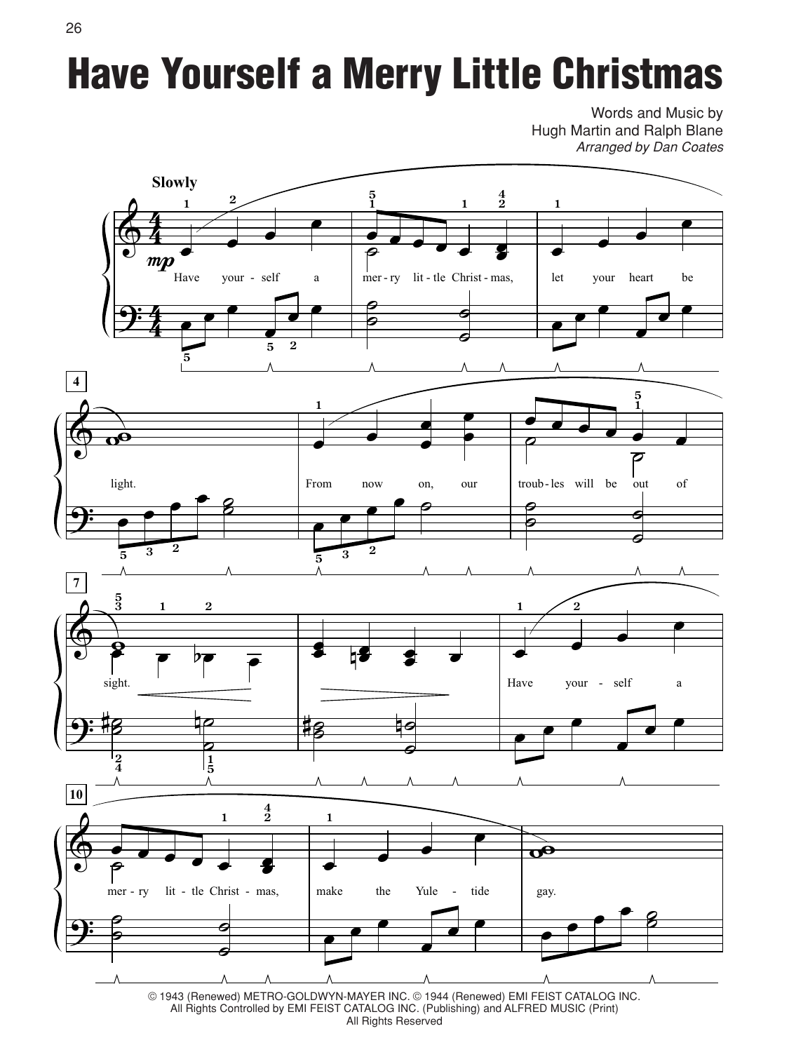# Have Yourself a Merry Little Christmas

Words and Music by
Hugh Martin and Ralph Blane
*Arranged by Dan Coates*

© 1943 (Renewed) METRO-GOLDWYN-MAYER INC. © 1944 (Renewed) EMI FEIST CATALOG INC.
All Rights Controlled by EMI FEIST CATALOG INC. (Publishing) and ALFRED MUSIC (Print)
All Rights Reserved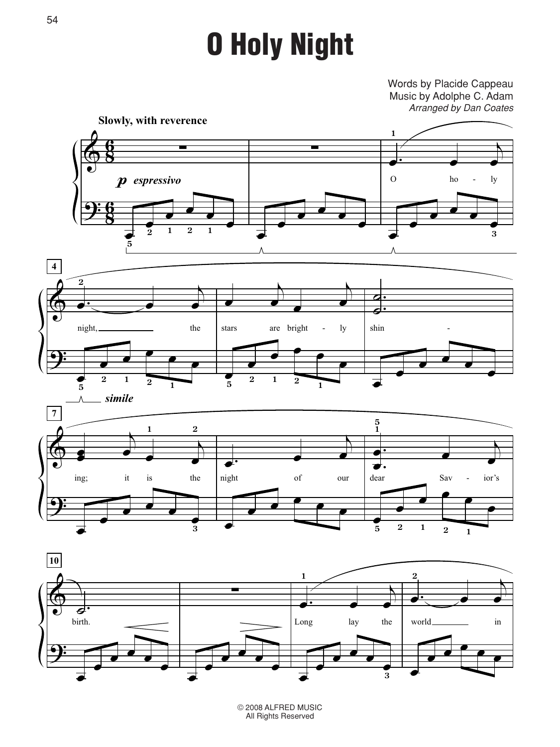# O Holy Night

Words by Placide Cappeau
Music by Adolphe C. Adam
*Arranged by Dan Coates*

**Slowly, with reverence**

*p espressivo*

O ho - ly night, the stars are bright - ly shin - ing; it is the night of our dear Sav - ior's birth.

*simile*

Long lay the world in

© 2008 ALFRED MUSIC
All Rights Reserved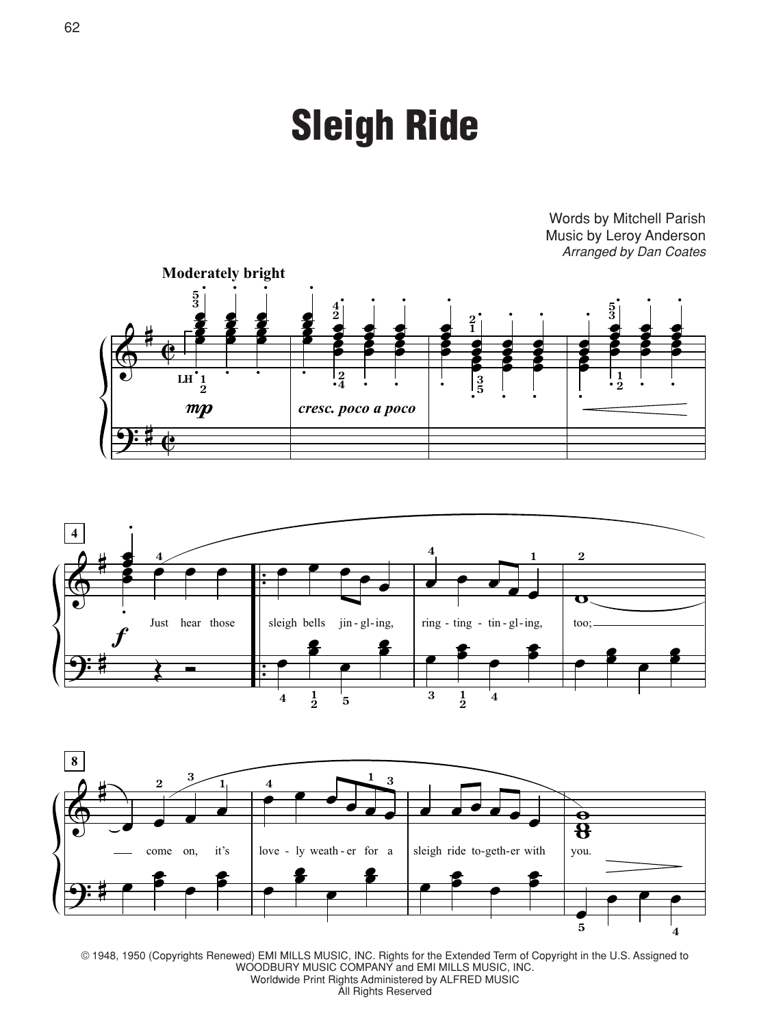# Sleigh Ride

Words by Mitchell Parish
Music by Leroy Anderson
*Arranged by Dan Coates*

**Moderately bright**

*mp* *cresc. poco a poco* *f*

Just hear those sleigh bells jin-gl-ing, ring-ting-tin-gl-ing, too; come on, it's love-ly weath-er for a sleigh ride to-geth-er with you.

© 1948, 1950 (Copyrights Renewed) EMI MILLS MUSIC, INC. Rights for the Extended Term of Copyright in the U.S. Assigned to WOODBURY MUSIC COMPANY and EMI MILLS MUSIC, INC.
Worldwide Print Rights Administered by ALFRED MUSIC
All Rights Reserved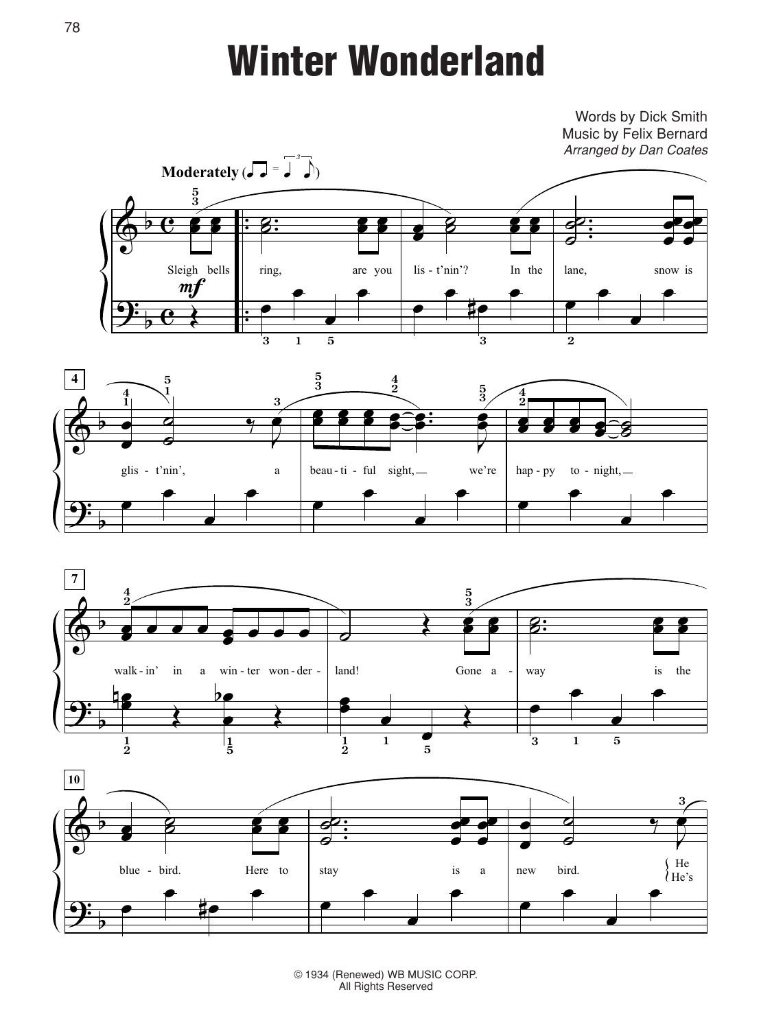# Winter Wonderland

Words by Dick Smith
Music by Felix Bernard
*Arranged by Dan Coates*

© 1934 (Renewed) WB MUSIC CORP.
All Rights Reserved